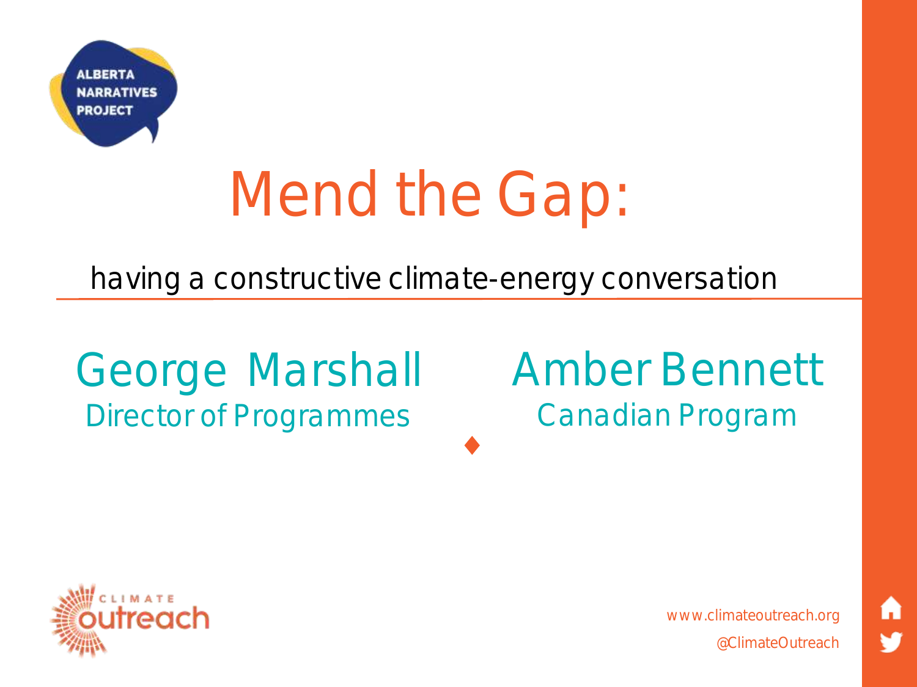ALBERTA NARRATIVES PROJECT

# Mend the Gap:

having a constructive climate-energy conversation

George Marshall
Director of Programmes

Amber Bennett
Canadian Program

CLIMATE outreach

www.climateoutreach.org

@ClimateOutreach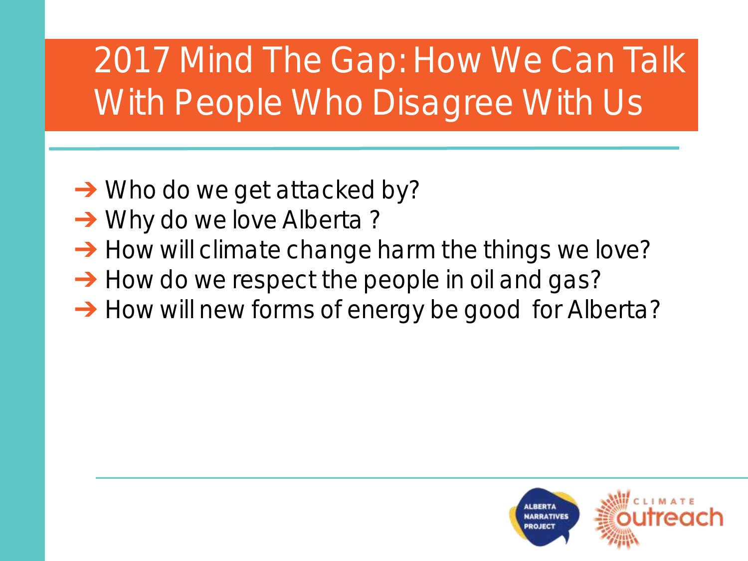# 2017 Mind The Gap: How We Can Talk With People Who Disagree With Us

- Who do we get attacked by?
- Why do we love Alberta ?
- How will climate change harm the things we love?
- How do we respect the people in oil and gas?
- How will new forms of energy be good for Alberta?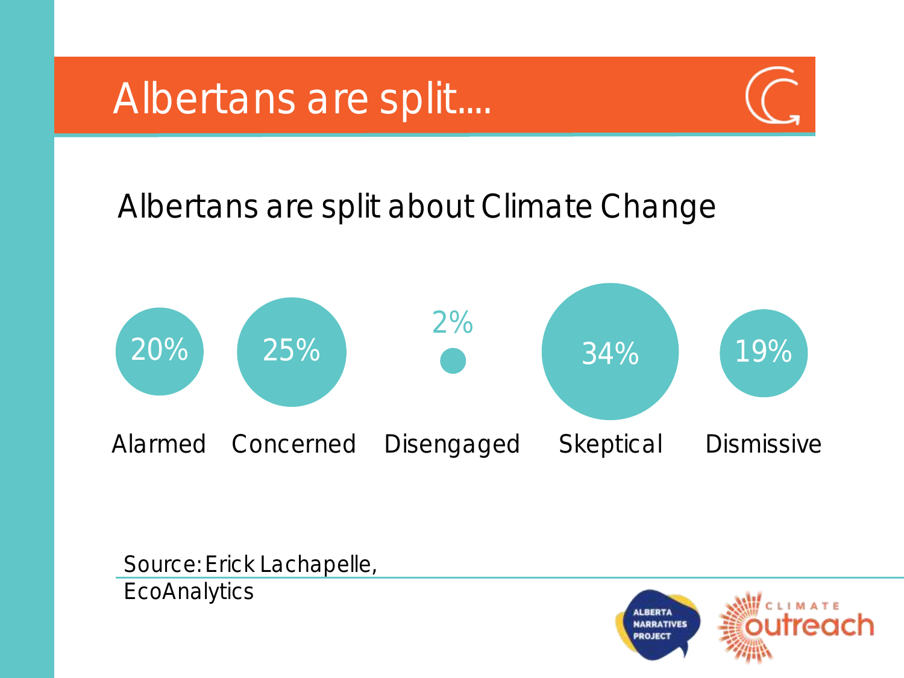# Albertans are split....

Albertans are split about Climate Change

| Alarmed | Concerned | Disengaged | Skeptical | Dismissive |
| --- | --- | --- | --- | --- |
| 20% | 25% | 2% | 34% | 19% |

Source: Erick Lachapelle, EcoAnalytics

ALBERTA NARRATIVES PROJECT

CLIMATE outreach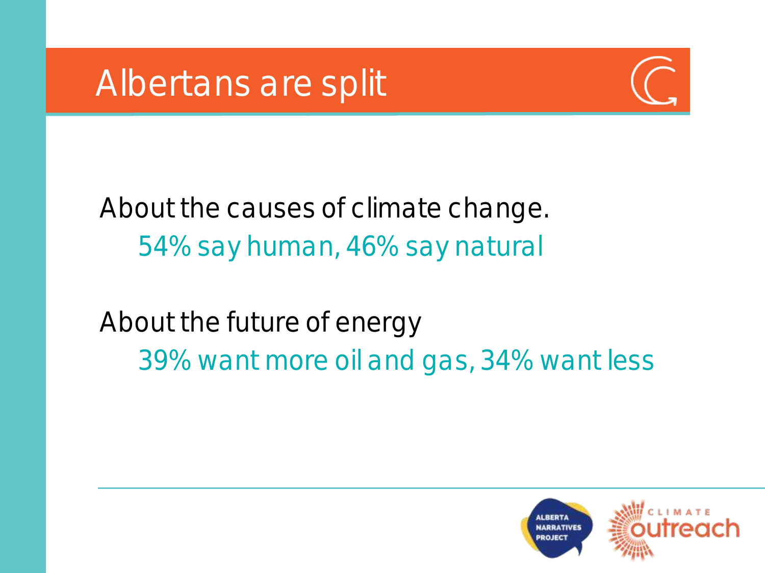# Albertans are split

About the causes of climate change.

54% say human, 46% say natural

About the future of energy

39% want more oil and gas, 34% want less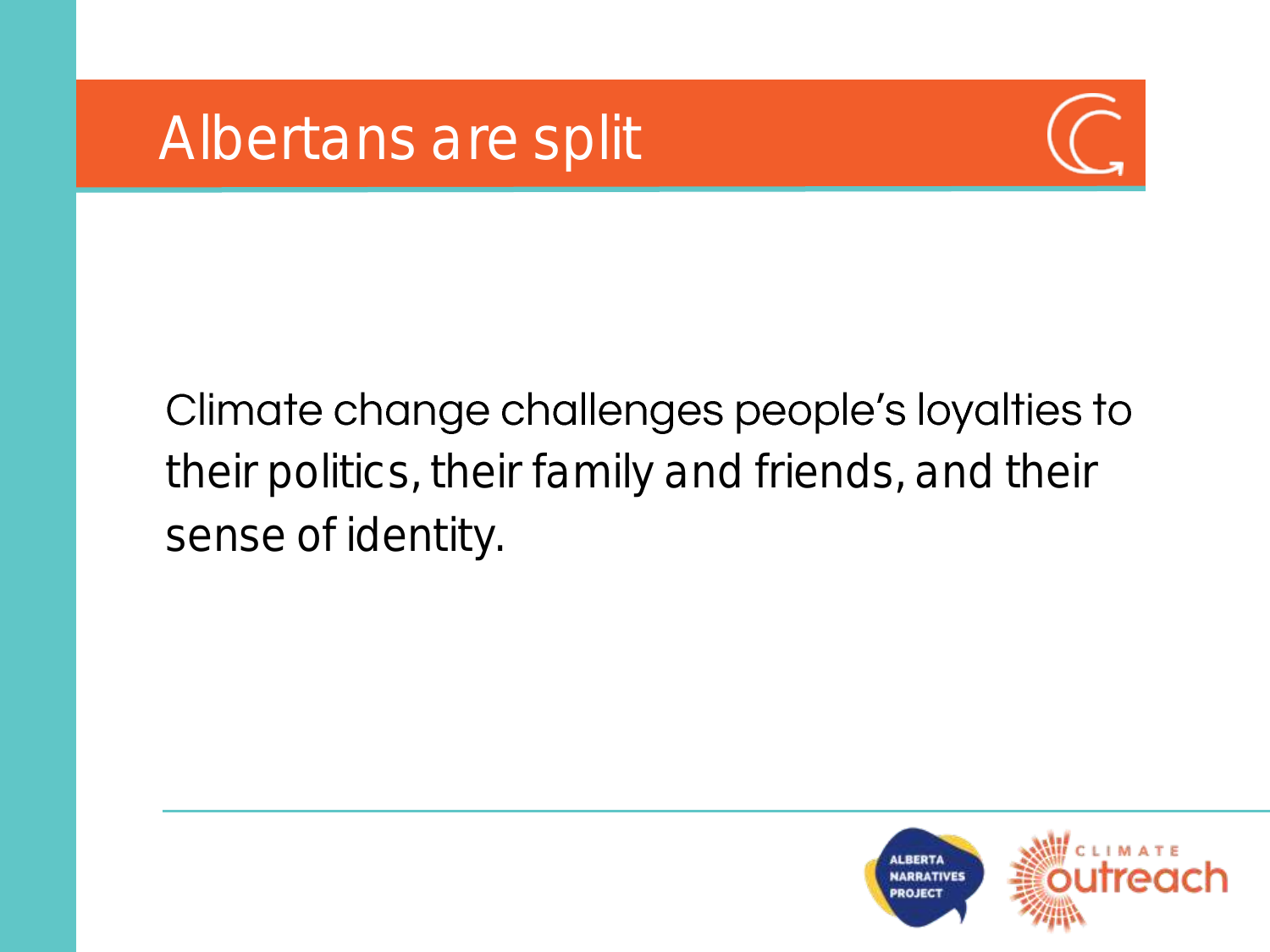# Albertans are split

Climate change challenges people's loyalties to their politics, their family and friends, and their sense of identity.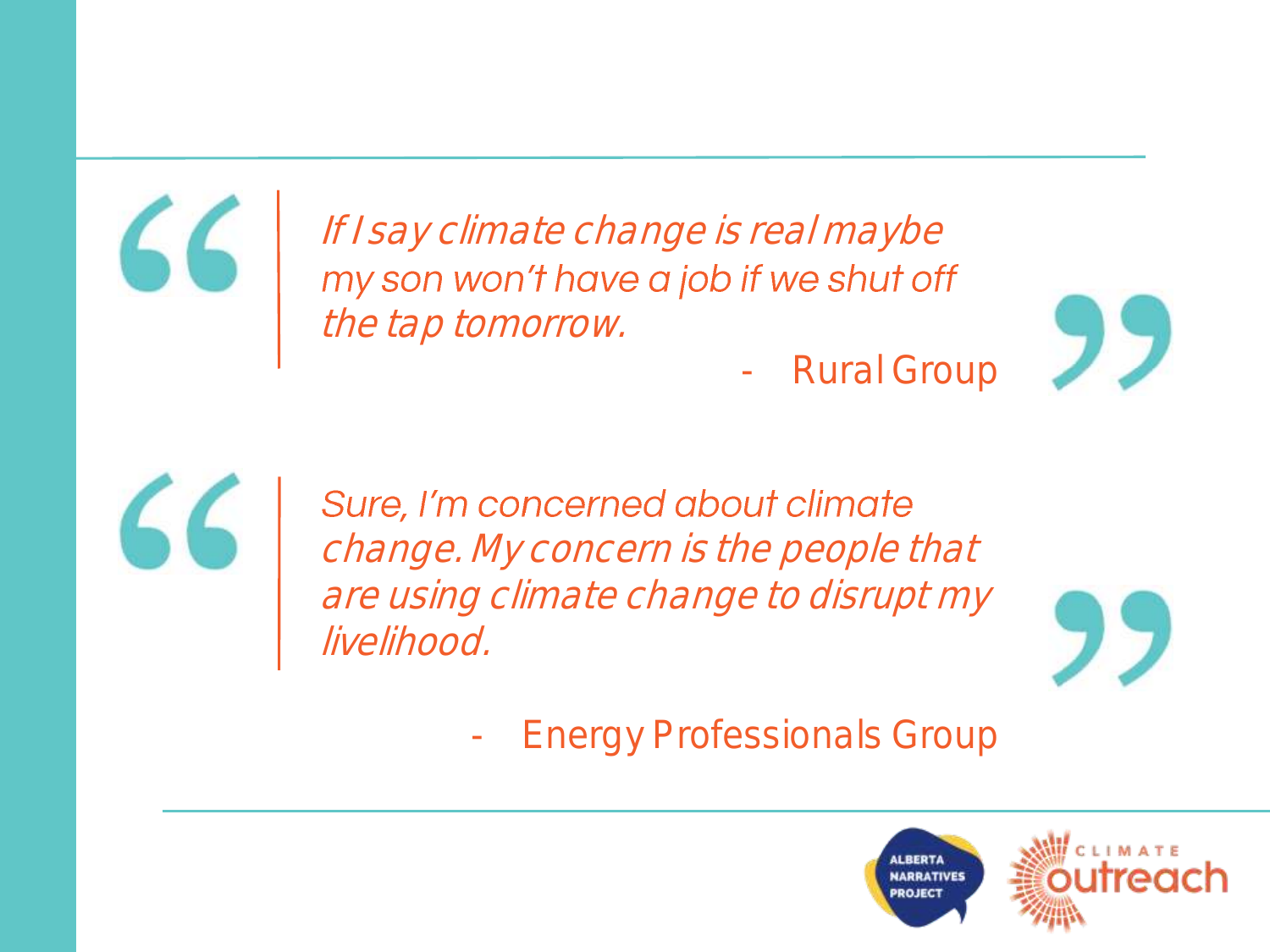> *If I say climate change is real maybe my son won't have a job if we shut off the tap tomorrow.*
>
> \- Rural Group

> *Sure, I'm concerned about climate change. My concern is the people that are using climate change to disrupt my livelihood.*
>
> \- Energy Professionals Group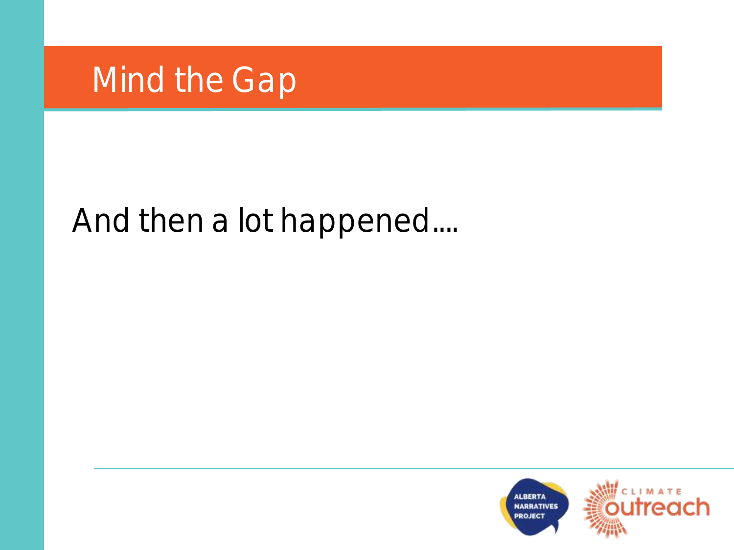# Mind the Gap

And then a lot happened….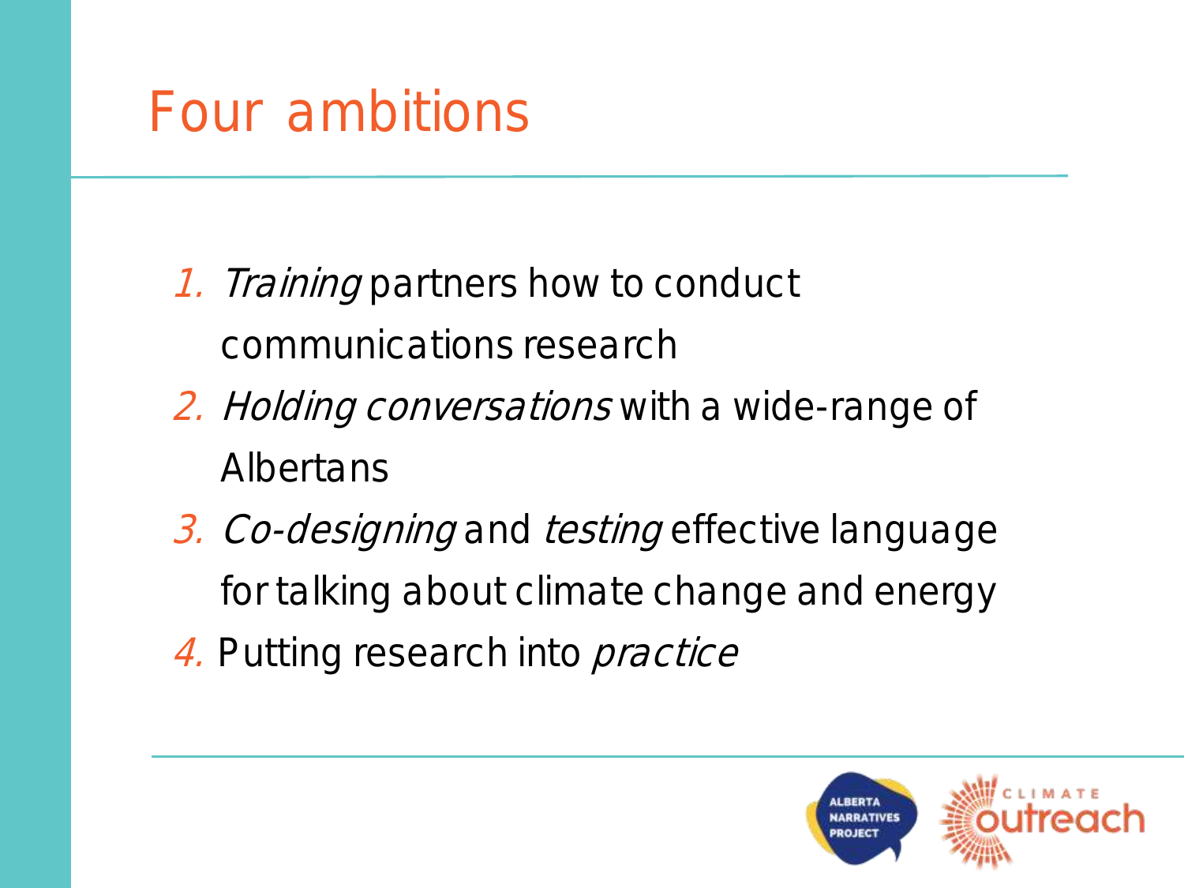# Four ambitions

1. *Training* partners how to conduct communications research
2. *Holding conversations* with a wide-range of Albertans
3. *Co-designing* and *testing* effective language for talking about climate change and energy
4. Putting research into *practice*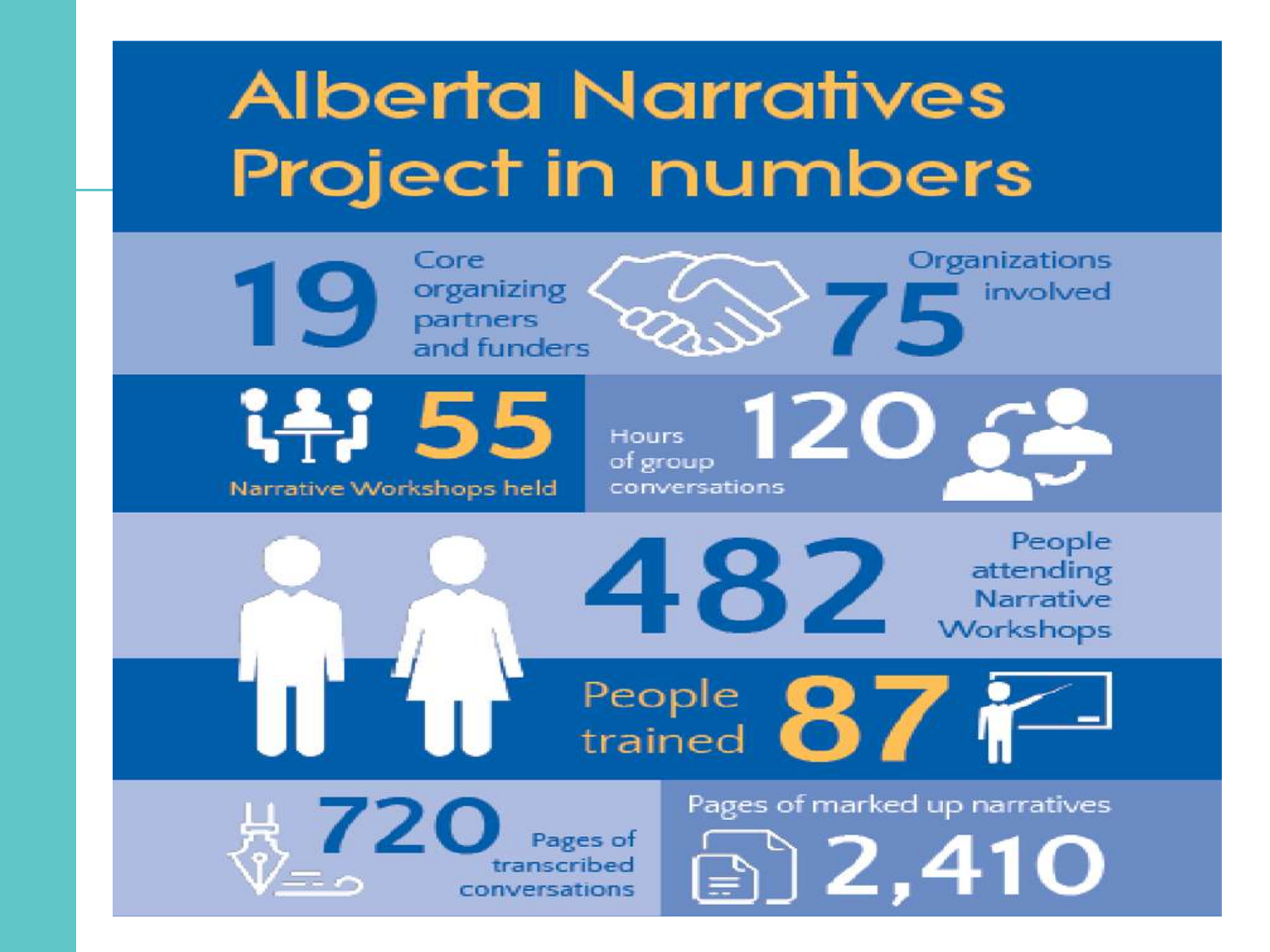# Alberta Narratives Project in numbers

**19** Core organizing partners and funders

**75** Organizations involved

**55** Narrative Workshops held

Hours of group conversations **120**

**482** People attending Narrative Workshops

People trained **87**

**720** Pages of transcribed conversations

Pages of marked up narratives **2,410**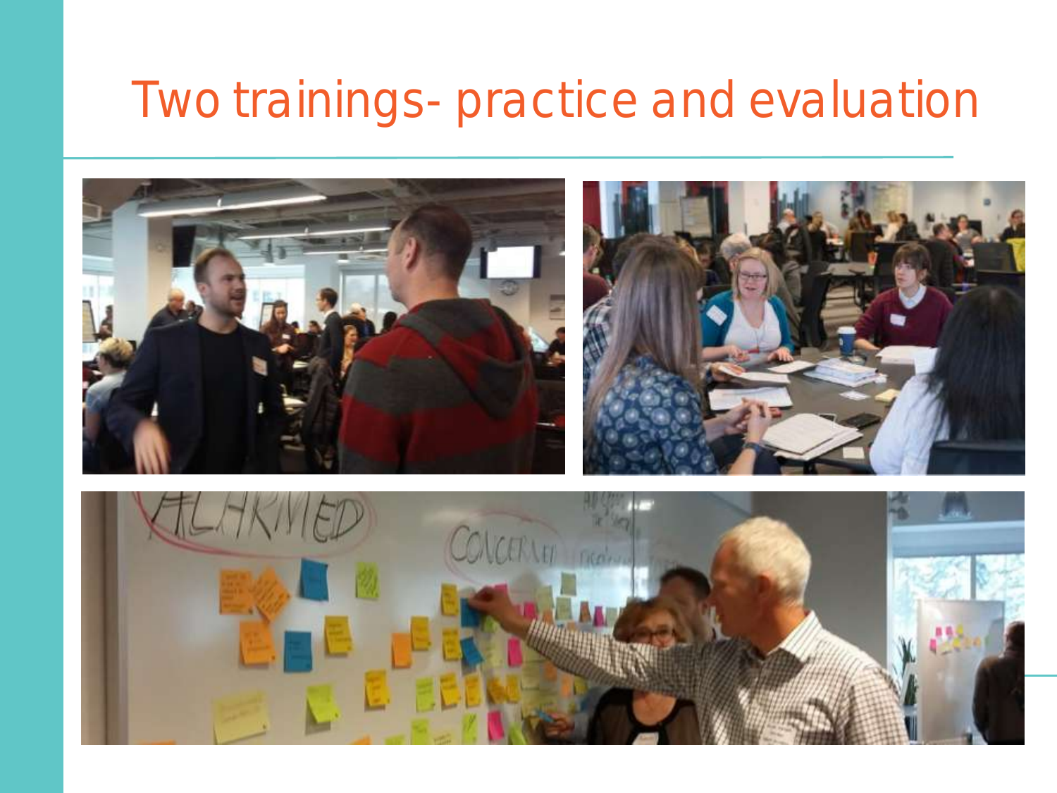# Two trainings- practice and evaluation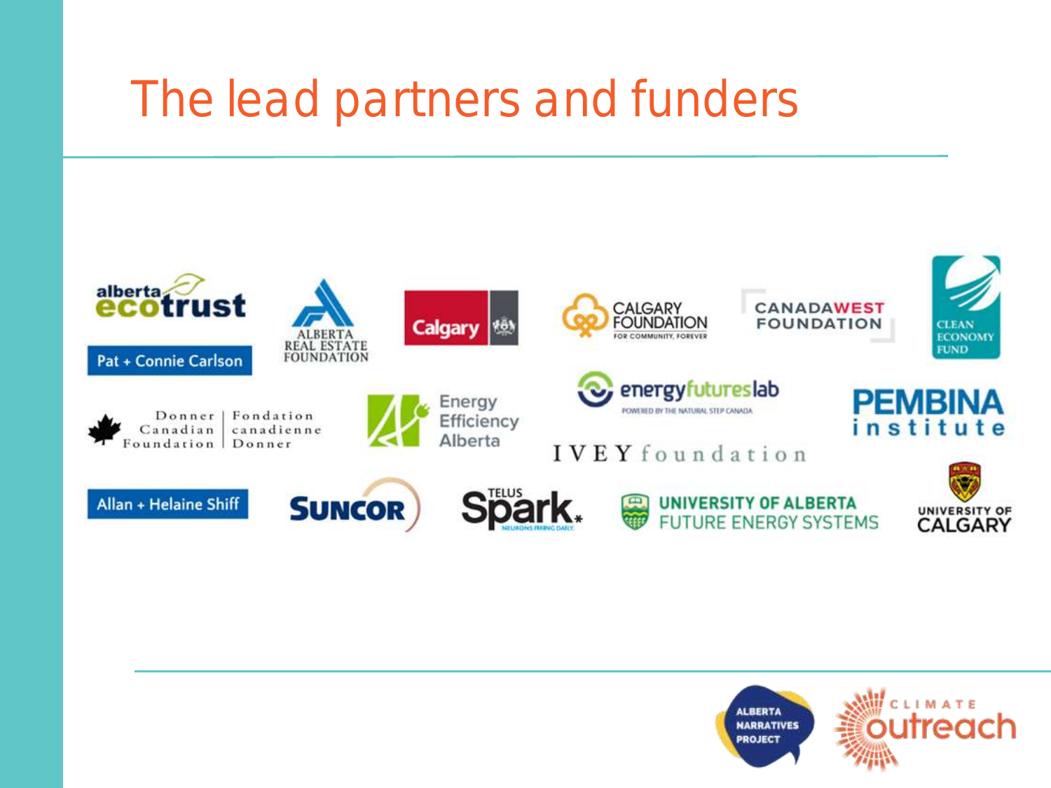# The lead partners and funders

- Alberta Ecotrust
- Pat + Connie Carlson
- Alberta Real Estate Foundation
- Calgary
- Calgary Foundation — For Community, Forever
- Canada West Foundation
- Clean Economy Fund
- Donner Canadian Foundation | Fondation canadienne Donner
- Energy Efficiency Alberta
- energyfutureslab — Powered by the Natural Step Canada
- Pembina Institute
- Ivey foundation
- Allan + Helaine Shiff
- Suncor
- TELUS Spark — Neurons firing daily.
- University of Alberta Future Energy Systems
- University of Calgary

Alberta Narratives Project | Climate Outreach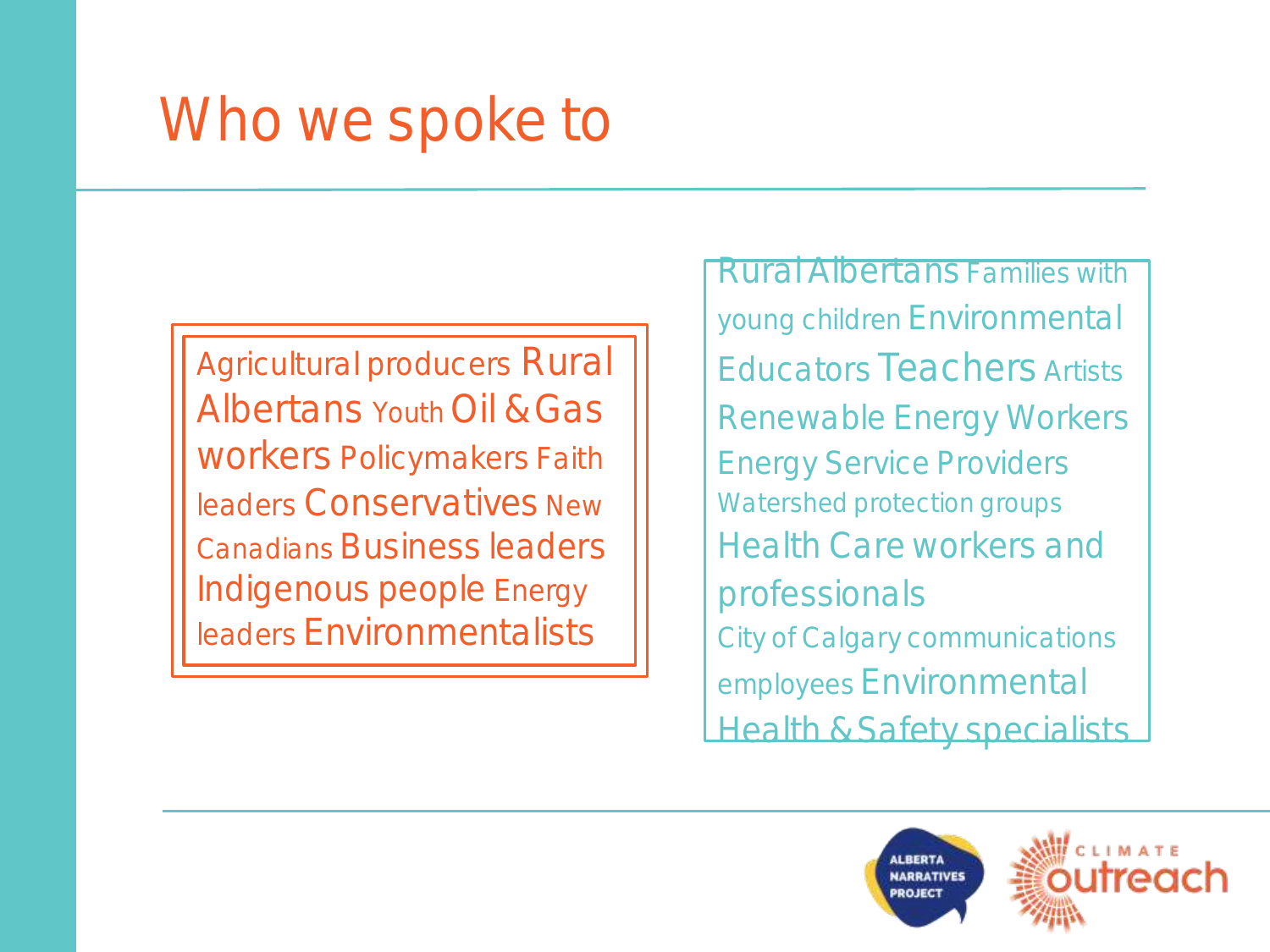# Who we spoke to

Agricultural producers Rural Albertans Youth Oil & Gas workers Policymakers Faith leaders Conservatives New Canadians Business leaders Indigenous people Energy leaders Environmentalists

Rural Albertans Families with young children Environmental Educators Teachers Artists Renewable Energy Workers Energy Service Providers Watershed protection groups Health Care workers and professionals City of Calgary communications employees Environmental Health & Safety specialists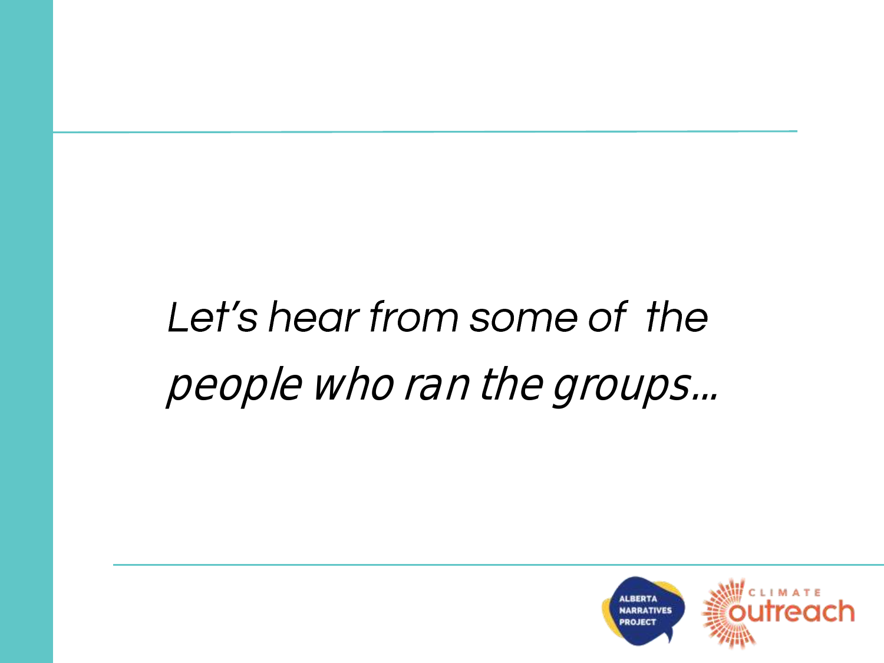*Let's hear from some of the people who ran the groups…*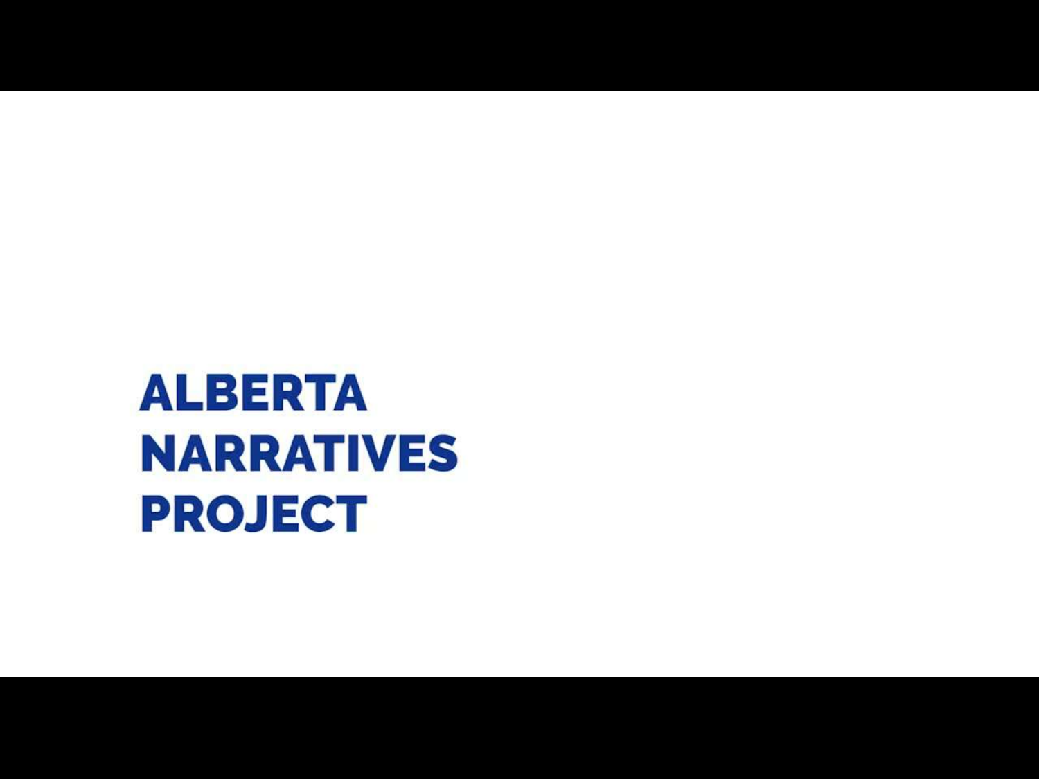# ALBERTA NARRATIVES PROJECT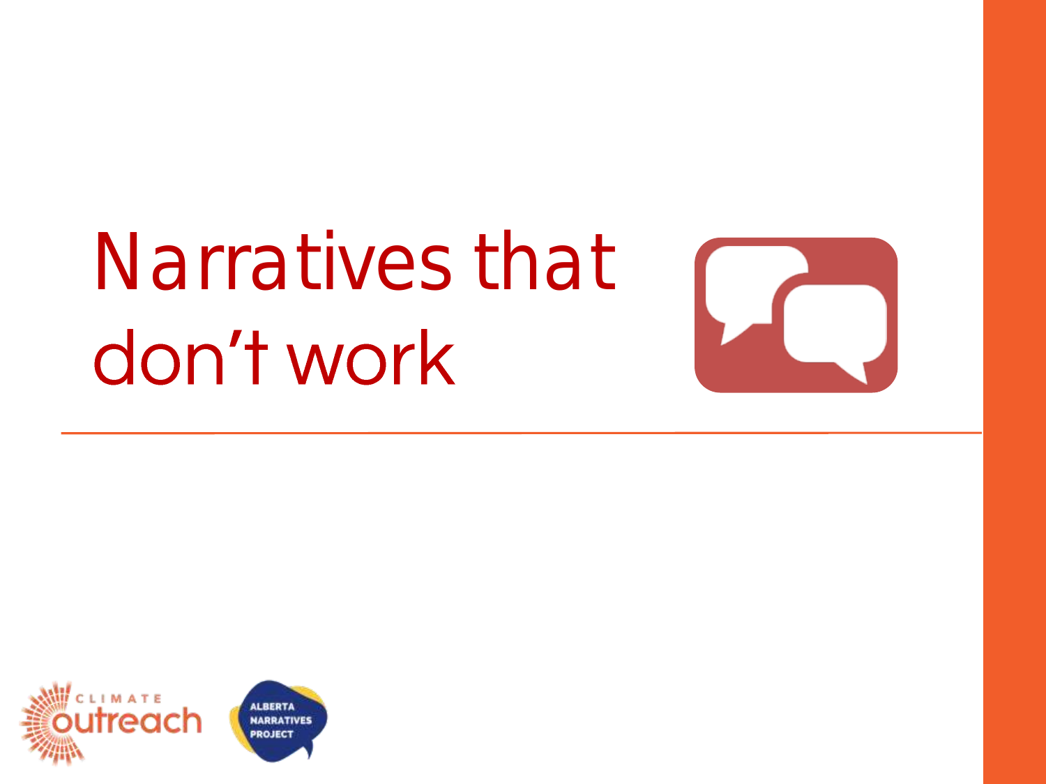# Narratives that don't work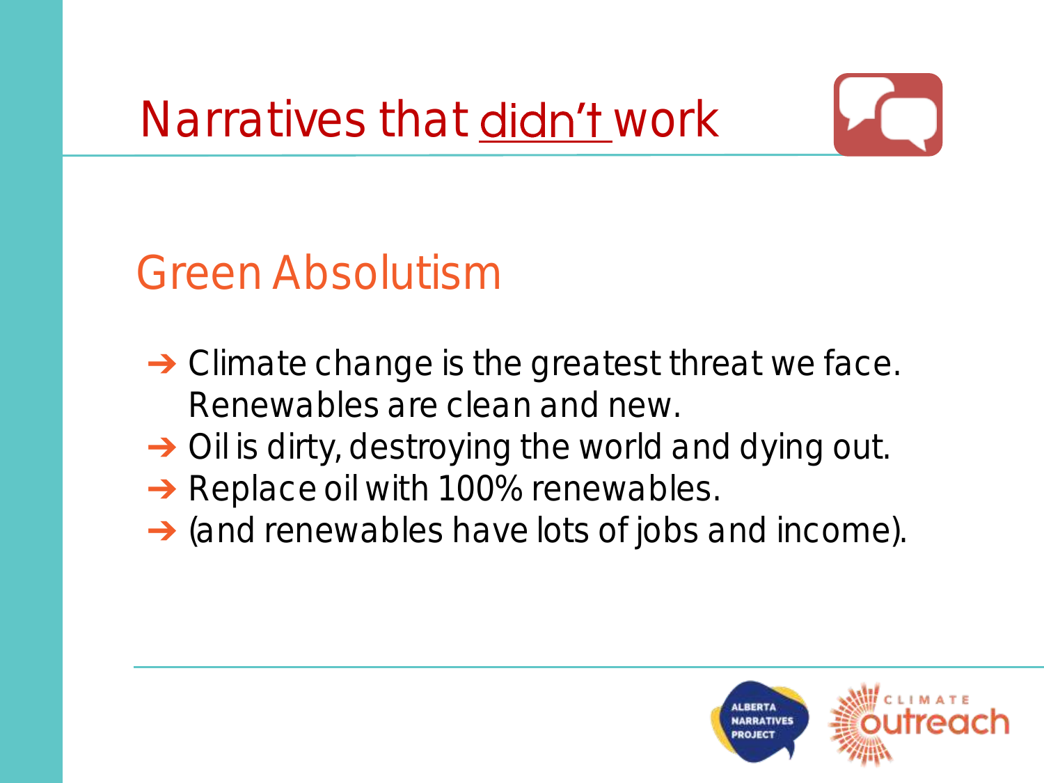# Narratives that didn't work

## Green Absolutism

- Climate change is the greatest threat we face. Renewables are clean and new.
- Oil is dirty, destroying the world and dying out.
- Replace oil with 100% renewables.
- (and renewables have lots of jobs and income).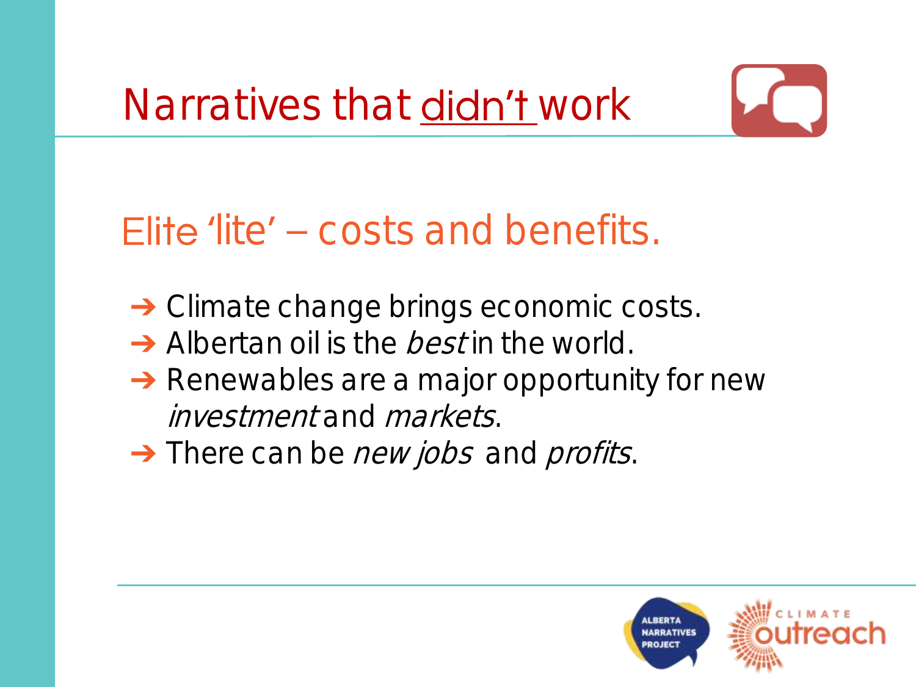# Narratives that didn't work

## Elite 'lite' – costs and benefits.

- Climate change brings economic costs.
- Albertan oil is the *best* in the world.
- Renewables are a major opportunity for new *investment* and *markets*.
- There can be *new jobs* and *profits*.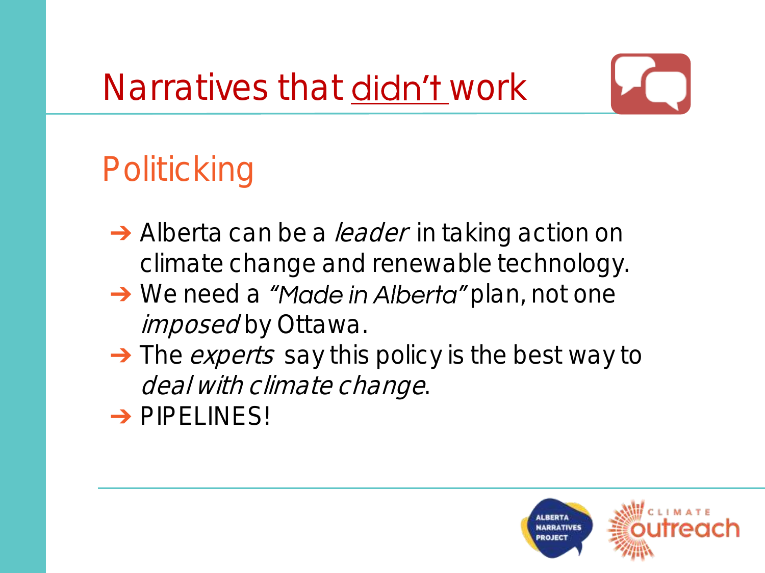# Narratives that didn't work

## Politicking

- Alberta can be a *leader* in taking action on climate change and renewable technology.
- We need a *"Made in Alberta"* plan, not one *imposed* by Ottawa.
- The *experts* say this policy is the best way to *deal with climate change*.
- PIPELINES!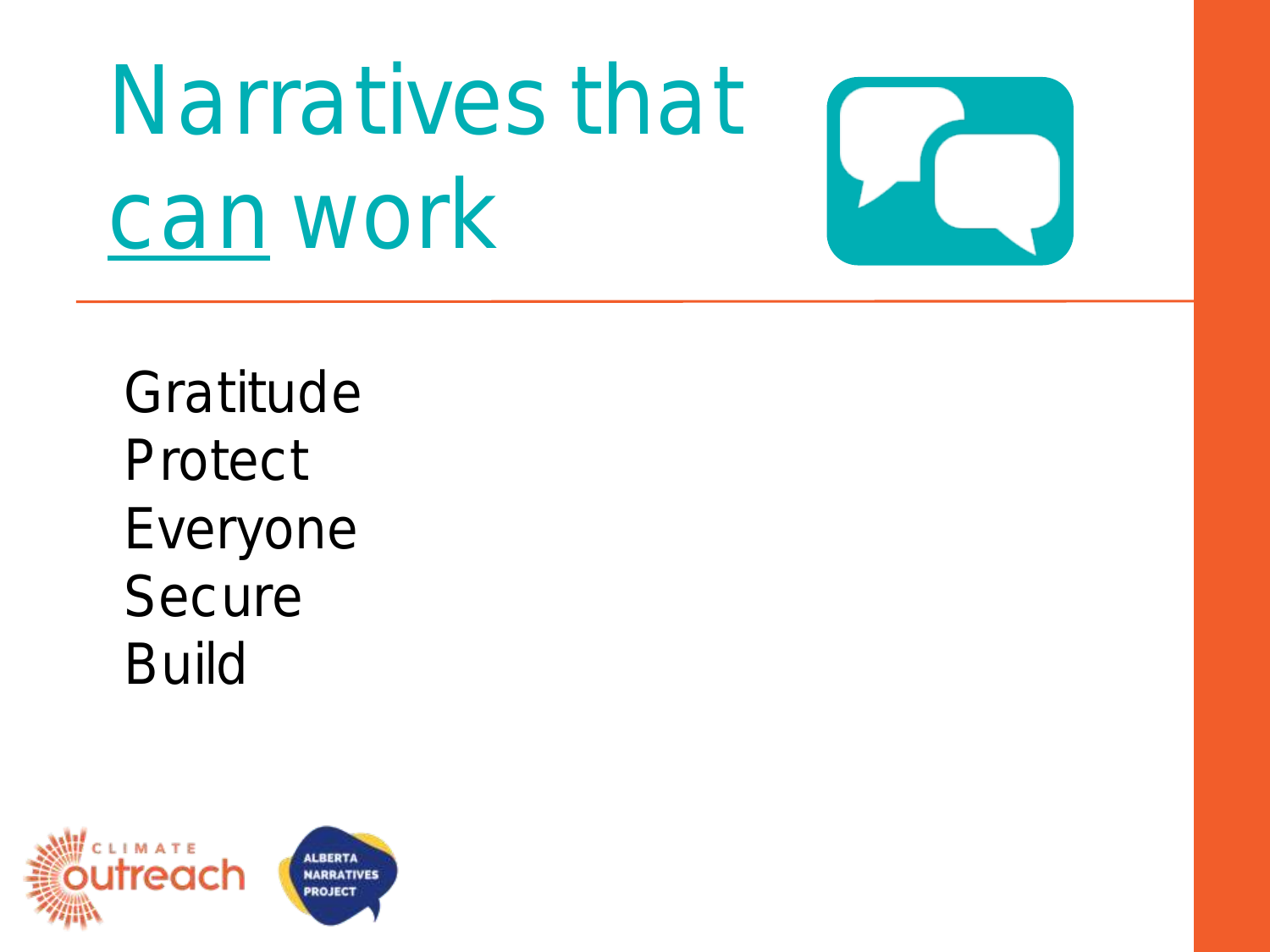# Narratives that <u>can</u> work

Gratitude
Protect
Everyone
Secure
Build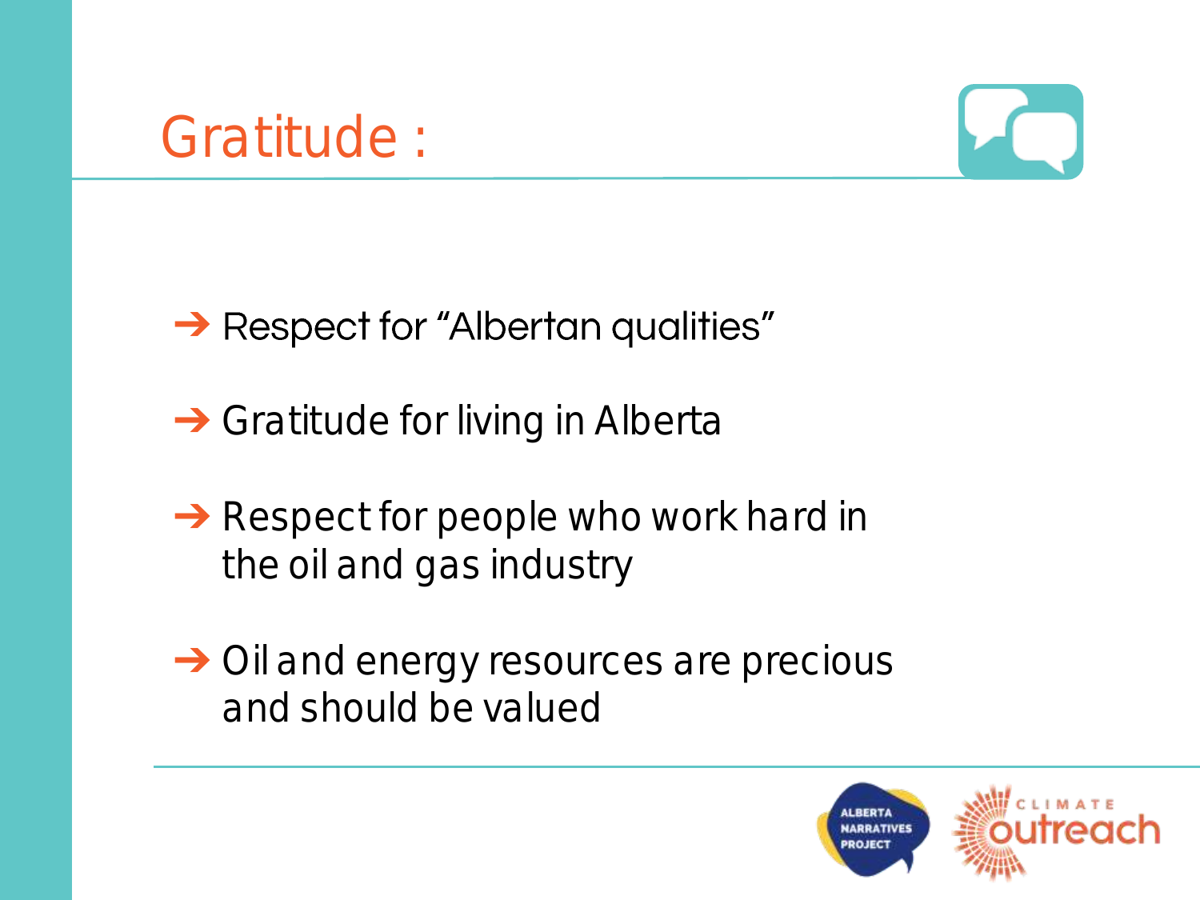# Gratitude :

- Respect for "Albertan qualities"
- Gratitude for living in Alberta
- Respect for people who work hard in the oil and gas industry
- Oil and energy resources are precious and should be valued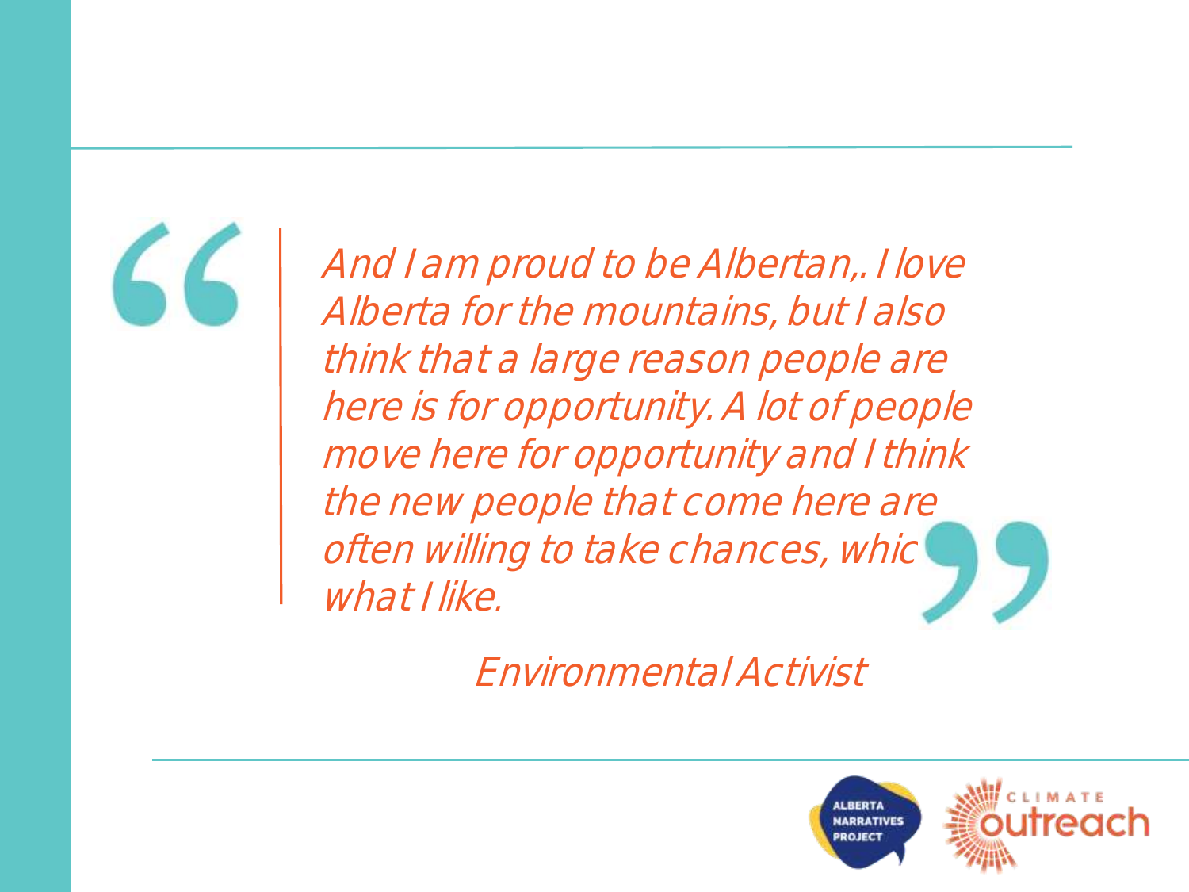*And I am proud to be Albertan,. I love Alberta for the mountains, but I also think that a large reason people are here is for opportunity. A lot of people move here for opportunity and I think the new people that come here are often willing to take chances, whic what I like.*

Environmental Activist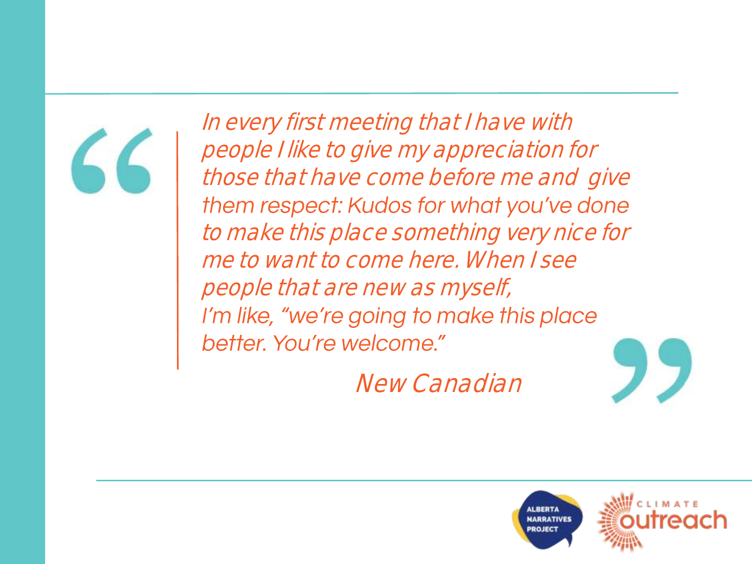> *In every first meeting that I have with people I like to give my appreciation for those that have come before me and give them respect: Kudos for what you've done to make this place something very nice for me to want to come here. When I see people that are new as myself, I'm like, "we're going to make this place better. You're welcome."*
>
> *New Canadian*

ALBERTA NARRATIVES PROJECT

CLIMATE outreach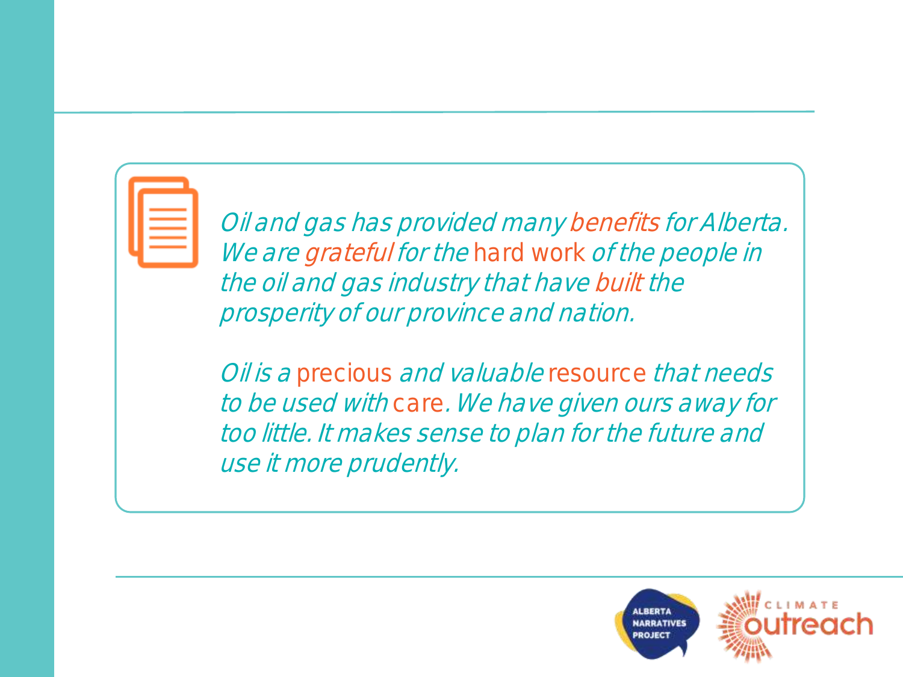*Oil and gas has provided many benefits for Alberta. We are grateful for the hard work of the people in the oil and gas industry that have built the prosperity of our province and nation.*

*Oil is a precious and valuable resource that needs to be used with care. We have given ours away for too little. It makes sense to plan for the future and use it more prudently.*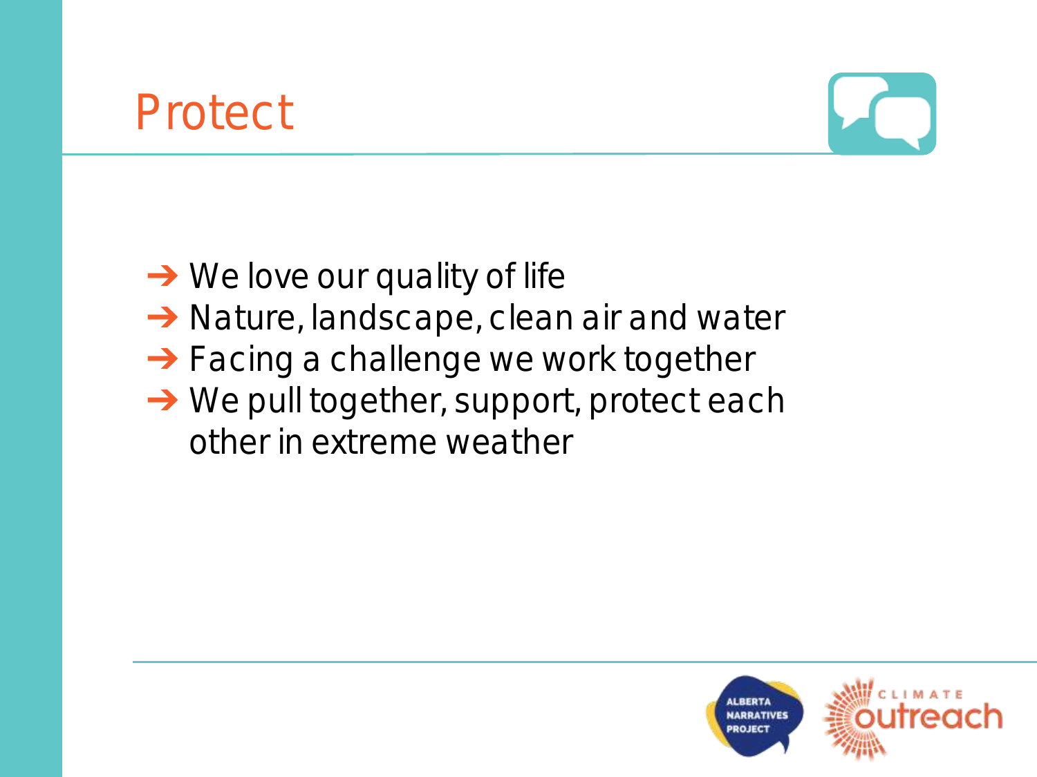# Protect

- We love our quality of life
- Nature, landscape, clean air and water
- Facing a challenge we work together
- We pull together, support, protect each other in extreme weather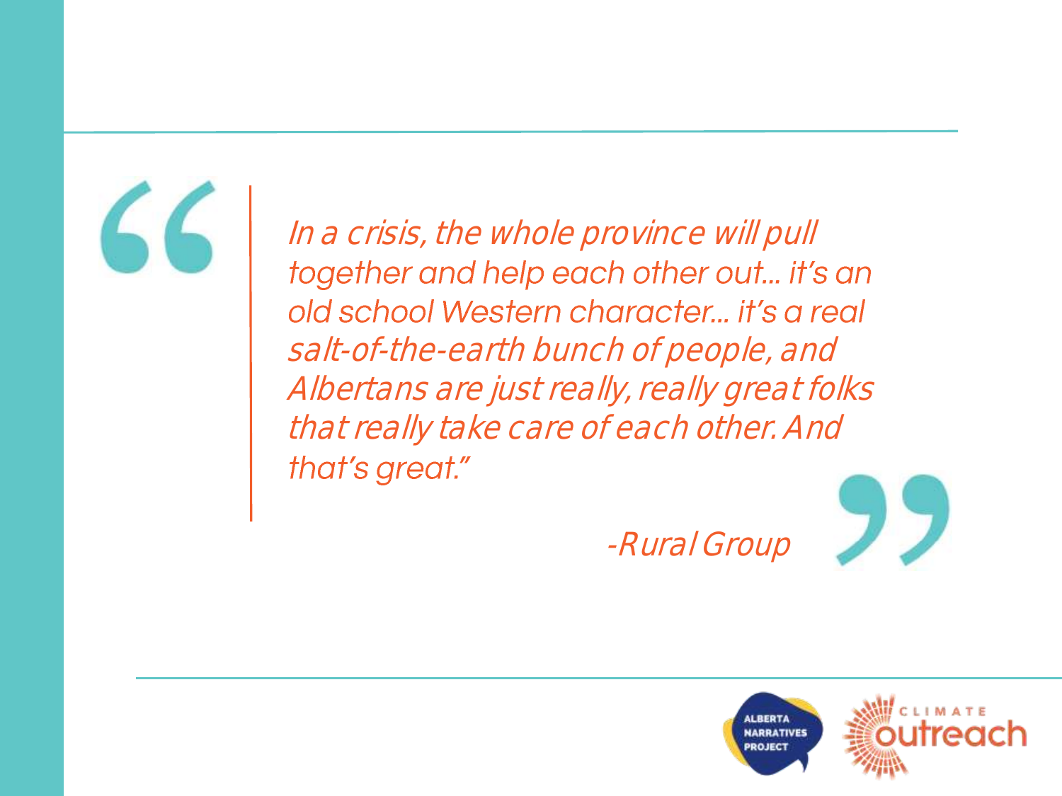> *In a crisis, the whole province will pull together and help each other out… it's an old school Western character… it's a real salt-of-the-earth bunch of people, and Albertans are just really, really great folks that really take care of each other. And that's great."*
>
> *-Rural Group*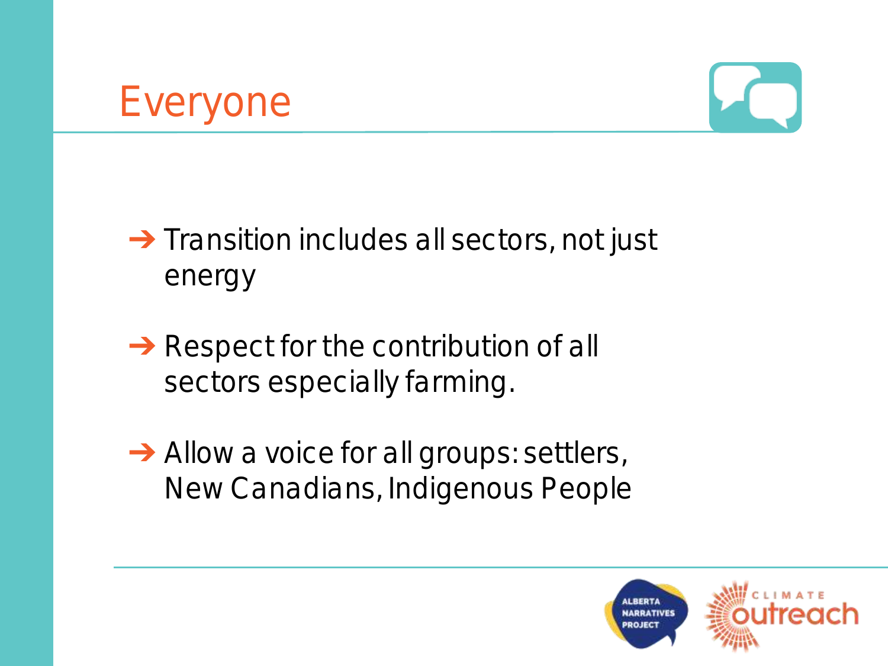# Everyone

- Transition includes all sectors, not just energy
- Respect for the contribution of all sectors especially farming.
- Allow a voice for all groups: settlers, New Canadians, Indigenous People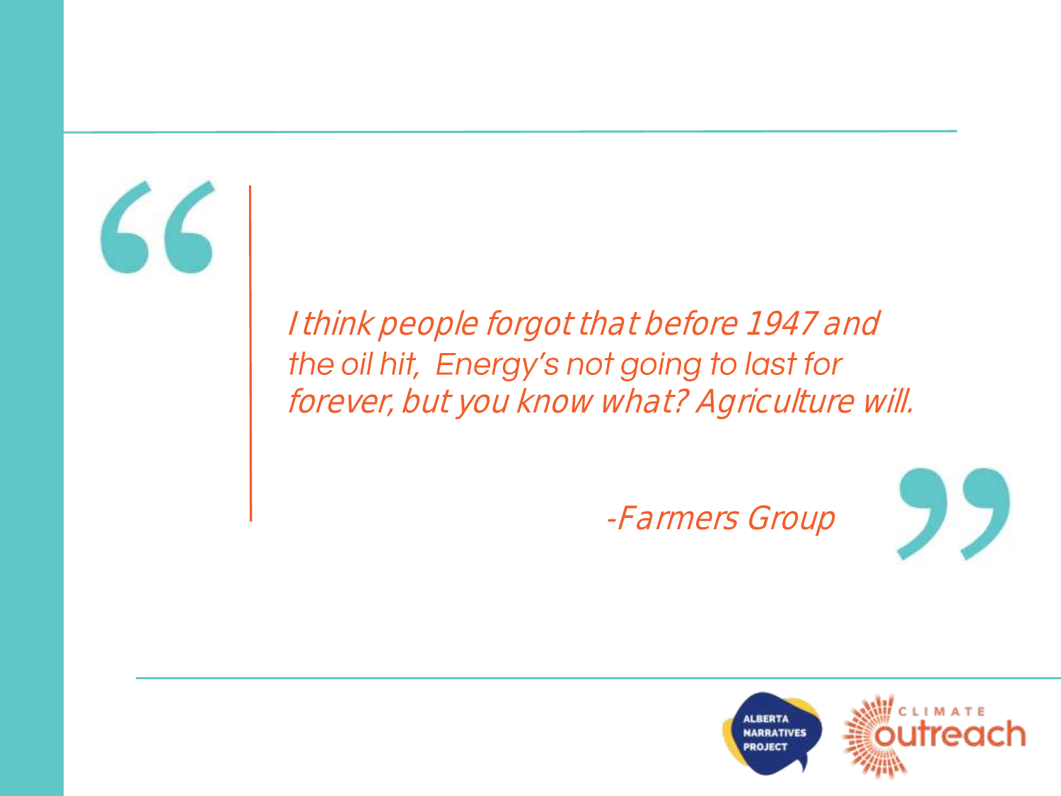> *I think people forgot that before 1947 and the oil hit, Energy's not going to last for forever, but you know what? Agriculture will.*
>
> *-Farmers Group*

ALBERTA NARRATIVES PROJECT

CLIMATE outreach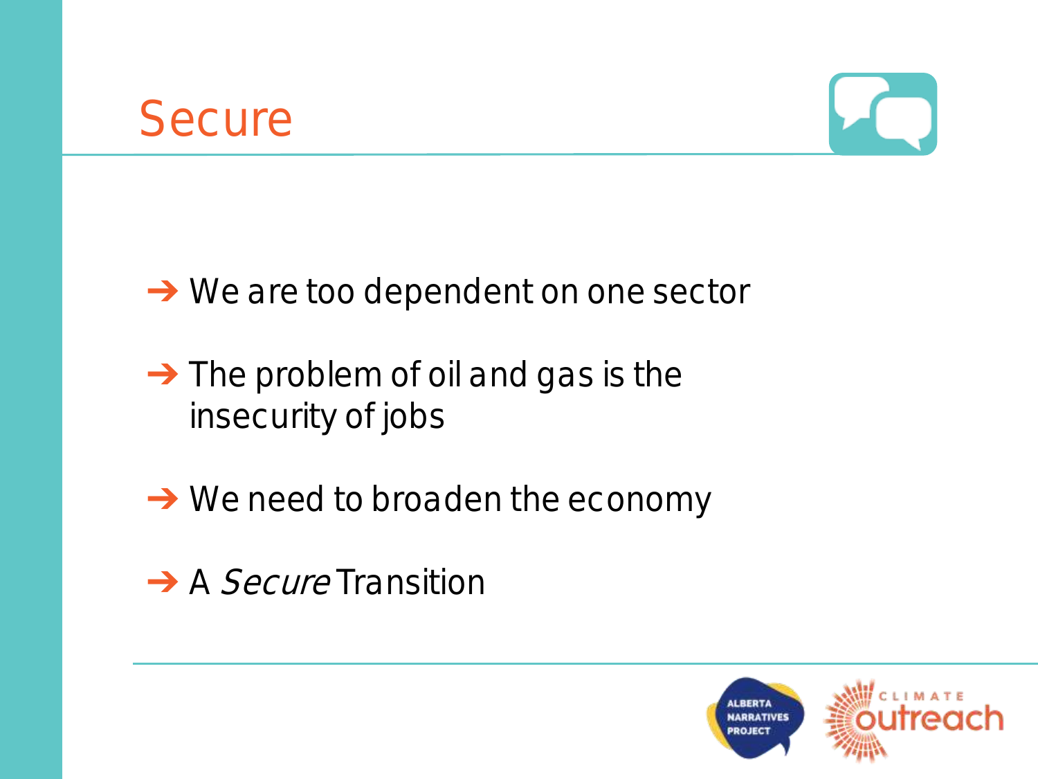# Secure

- ➔ We are too dependent on one sector
- ➔ The problem of oil and gas is the insecurity of jobs
- ➔ We need to broaden the economy
- ➔ A *Secure* Transition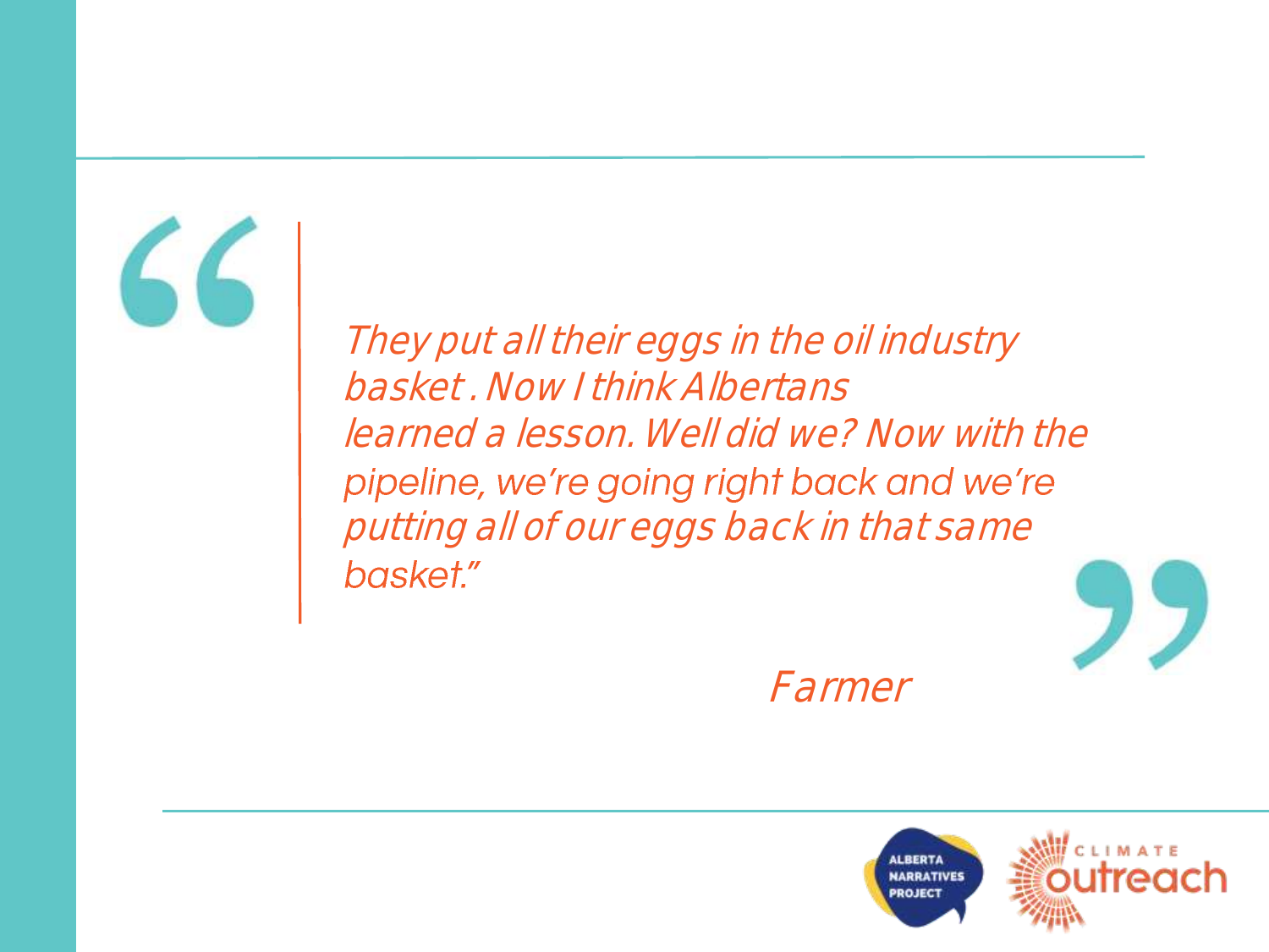> *They put all their eggs in the oil industry basket . Now I think Albertans learned a lesson. Well did we? Now with the pipeline, we're going right back and we're putting all of our eggs back in that same basket."*
>
> *Farmer*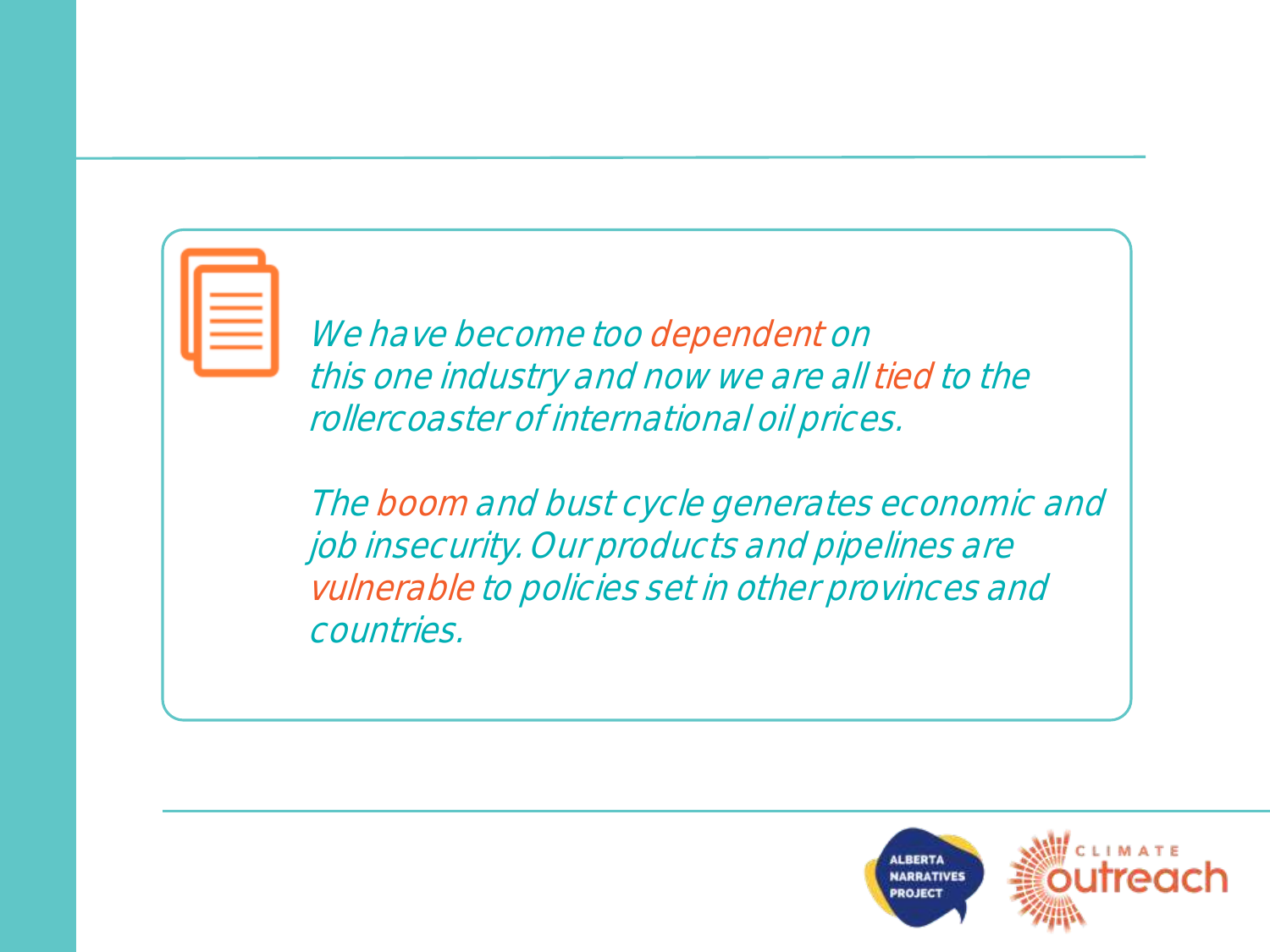*We have become too dependent on this one industry and now we are all tied to the rollercoaster of international oil prices.*

*The boom and bust cycle generates economic and job insecurity. Our products and pipelines are vulnerable to policies set in other provinces and countries.*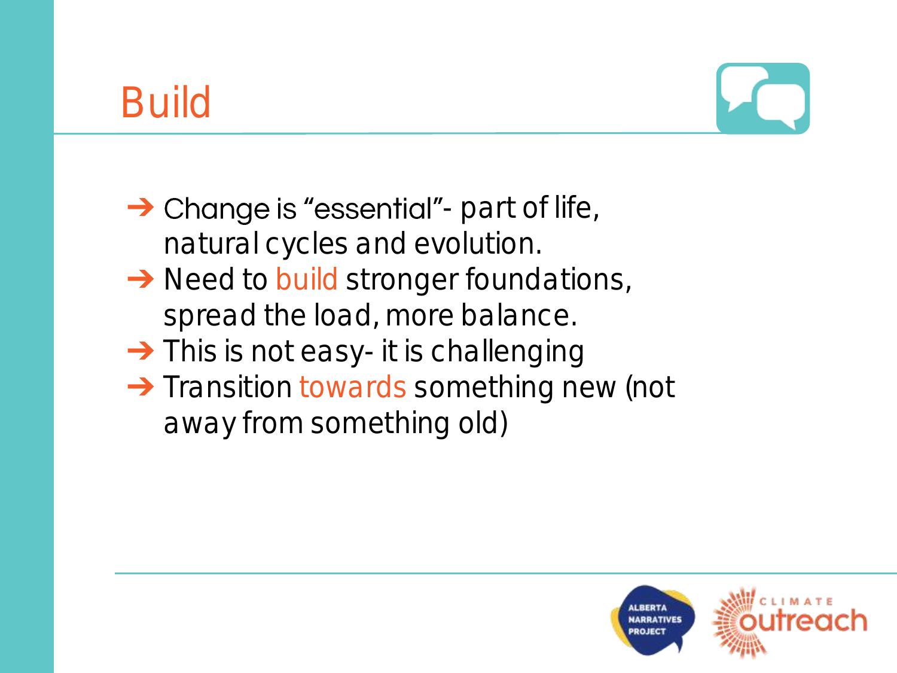# Build

- Change is "essential"- part of life, natural cycles and evolution.
- Need to build stronger foundations, spread the load, more balance.
- This is not easy- it is challenging
- Transition towards something new (not away from something old)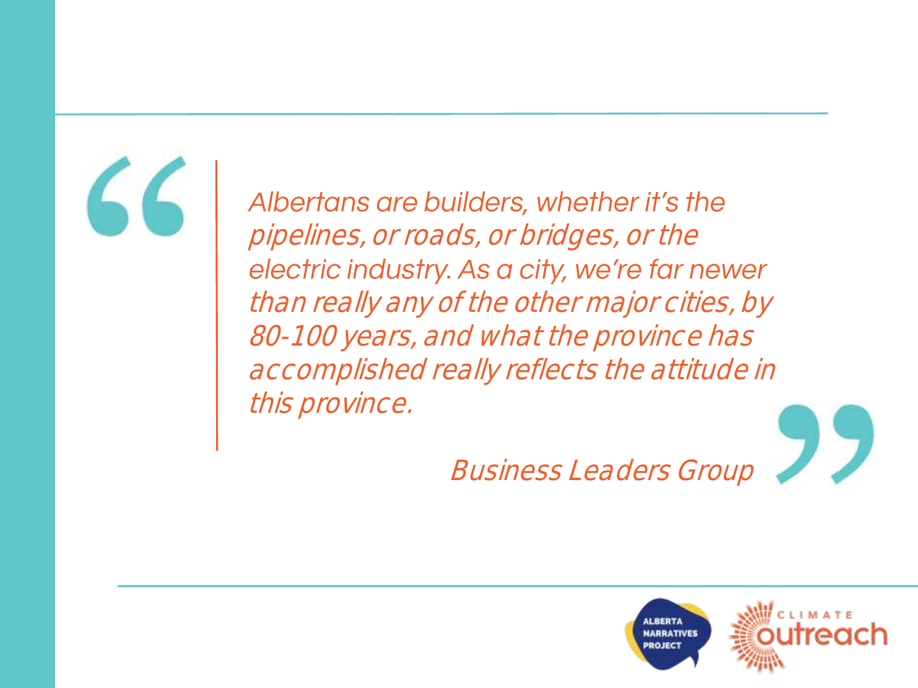> *Albertans are builders, whether it's the pipelines, or roads, or bridges, or the electric industry. As a city, we're far newer than really any of the other major cities, by 80-100 years, and what the province has accomplished really reflects the attitude in this province.*
>
> *Business Leaders Group*

ALBERTA NARRATIVES PROJECT

CLIMATE outreach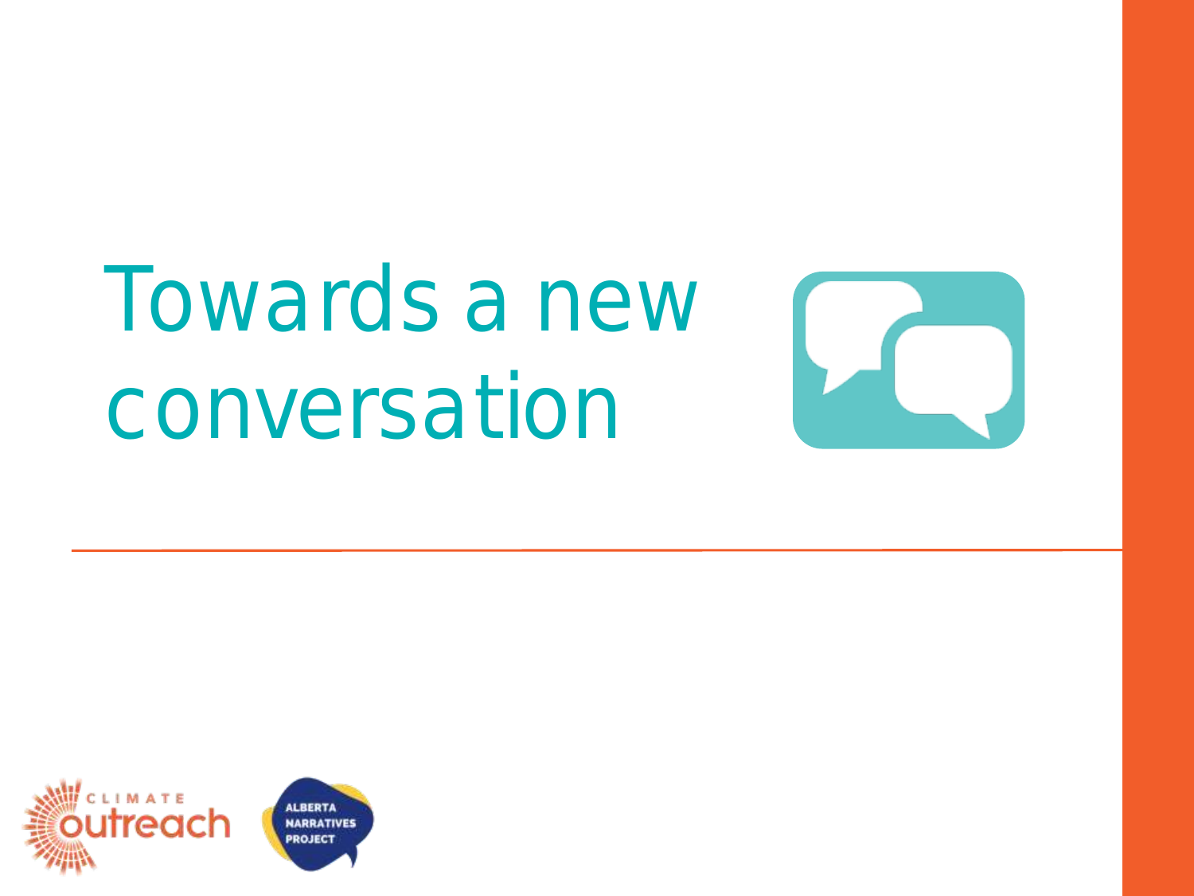# Towards a new conversation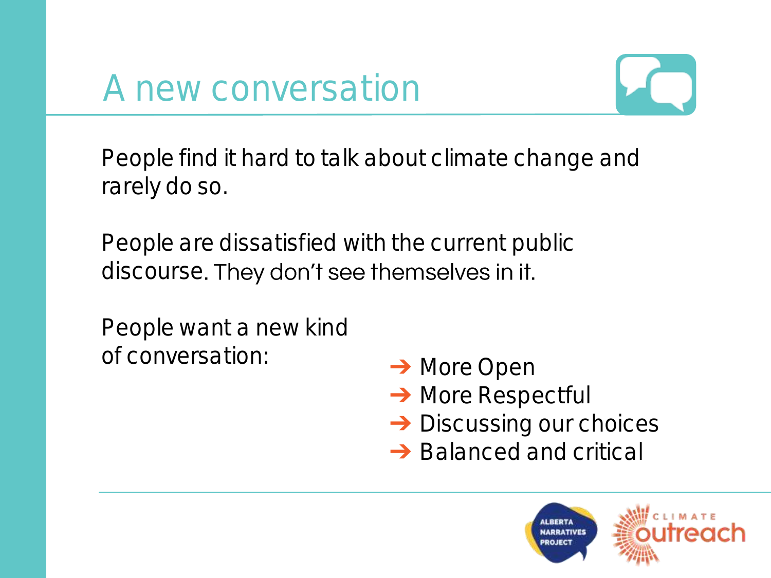# A new conversation

People find it hard to talk about climate change and rarely do so.

People are dissatisfied with the current public discourse. They don't see themselves in it.

People want a new kind of conversation:

- → More Open
- → More Respectful
- → Discussing our choices
- → Balanced and critical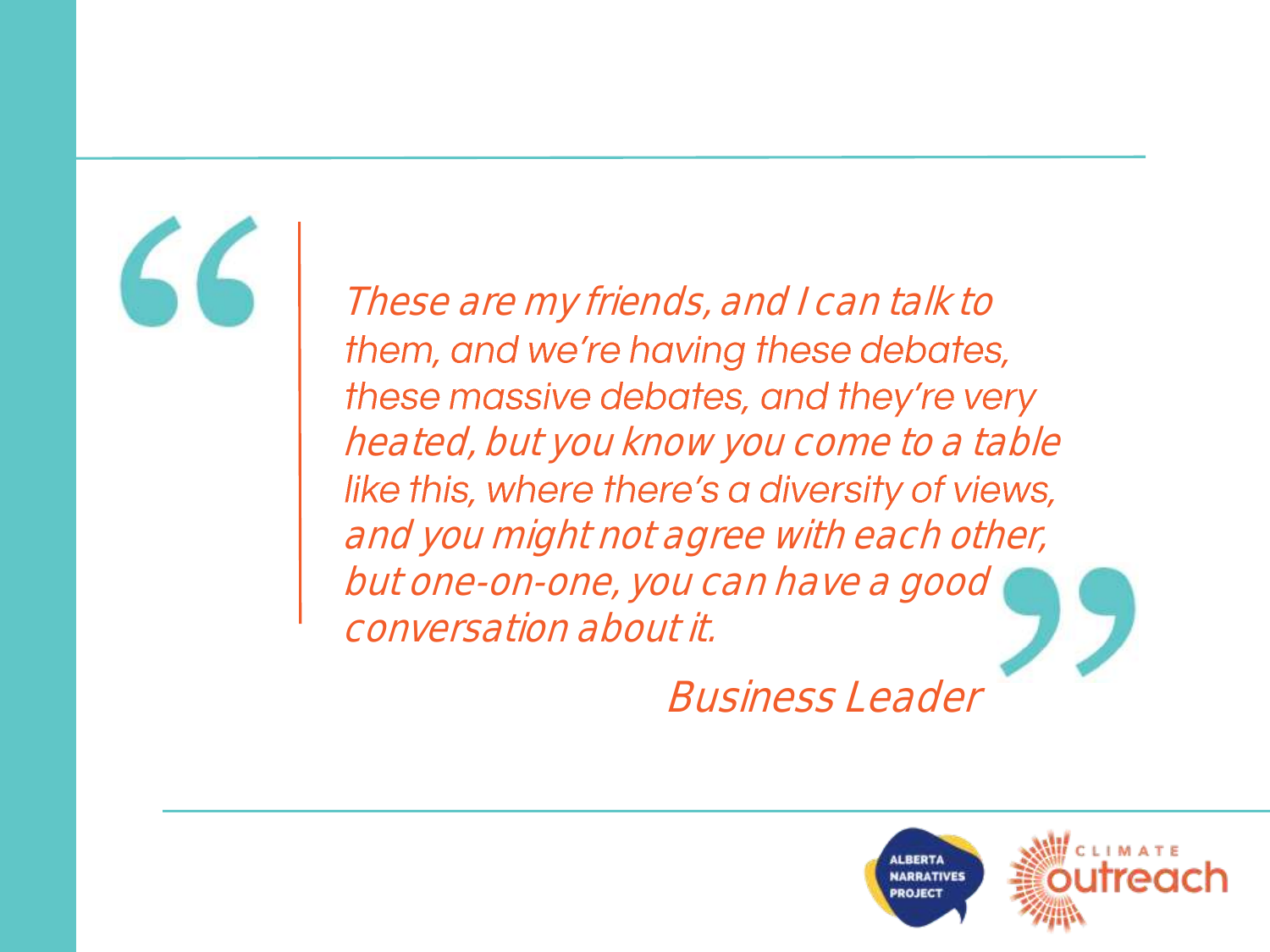> *These are my friends, and I can talk to them, and we're having these debates, these massive debates, and they're very heated, but you know you come to a table like this, where there's a diversity of views, and you might not agree with each other, but one-on-one, you can have a good conversation about it.*
>
> *Business Leader*

ALBERTA NARRATIVES PROJECT

CLIMATE outreach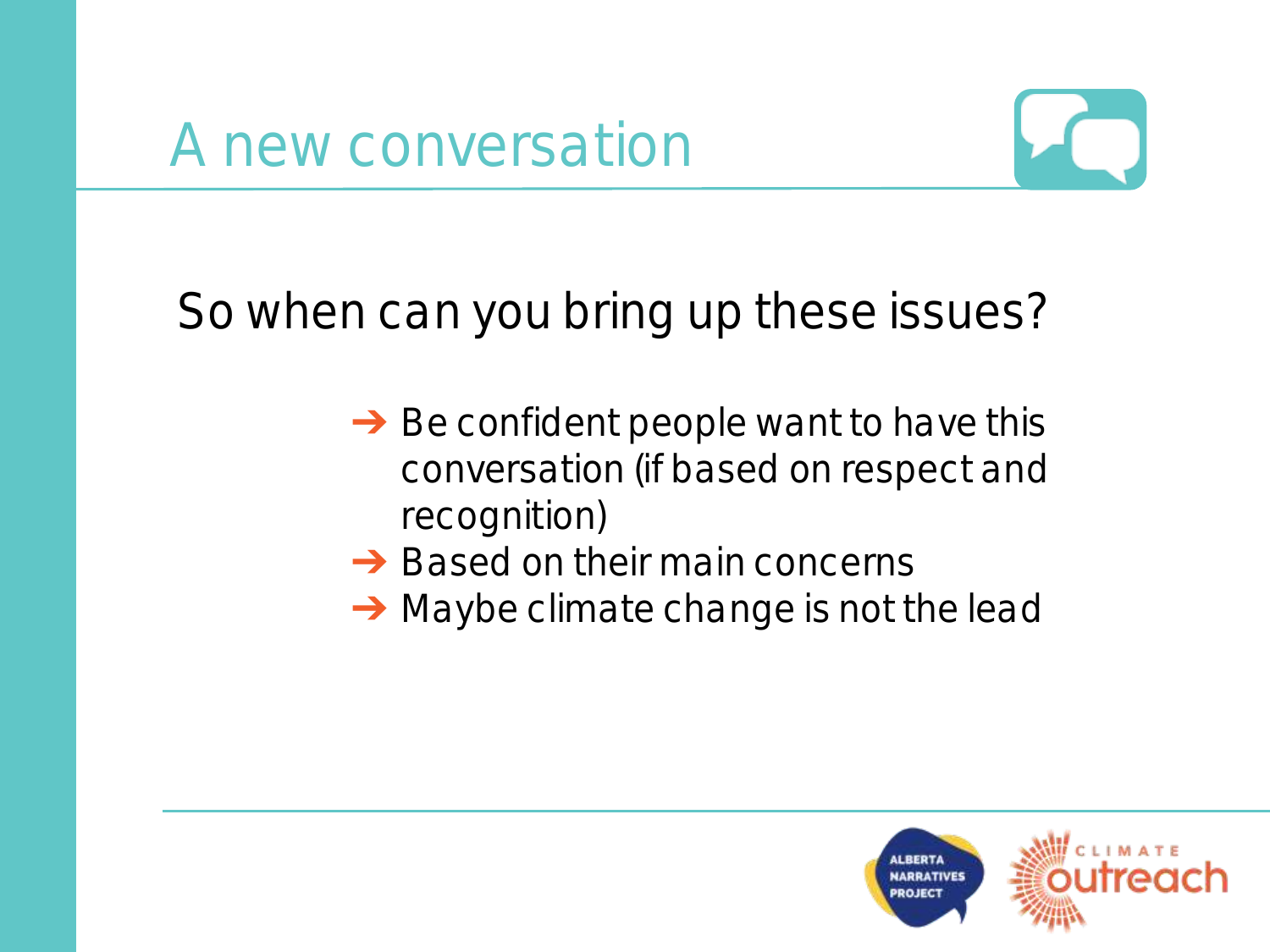# A new conversation

## So when can you bring up these issues?

- Be confident people want to have this conversation (if based on respect and recognition)
- Based on their main concerns
- Maybe climate change is not the lead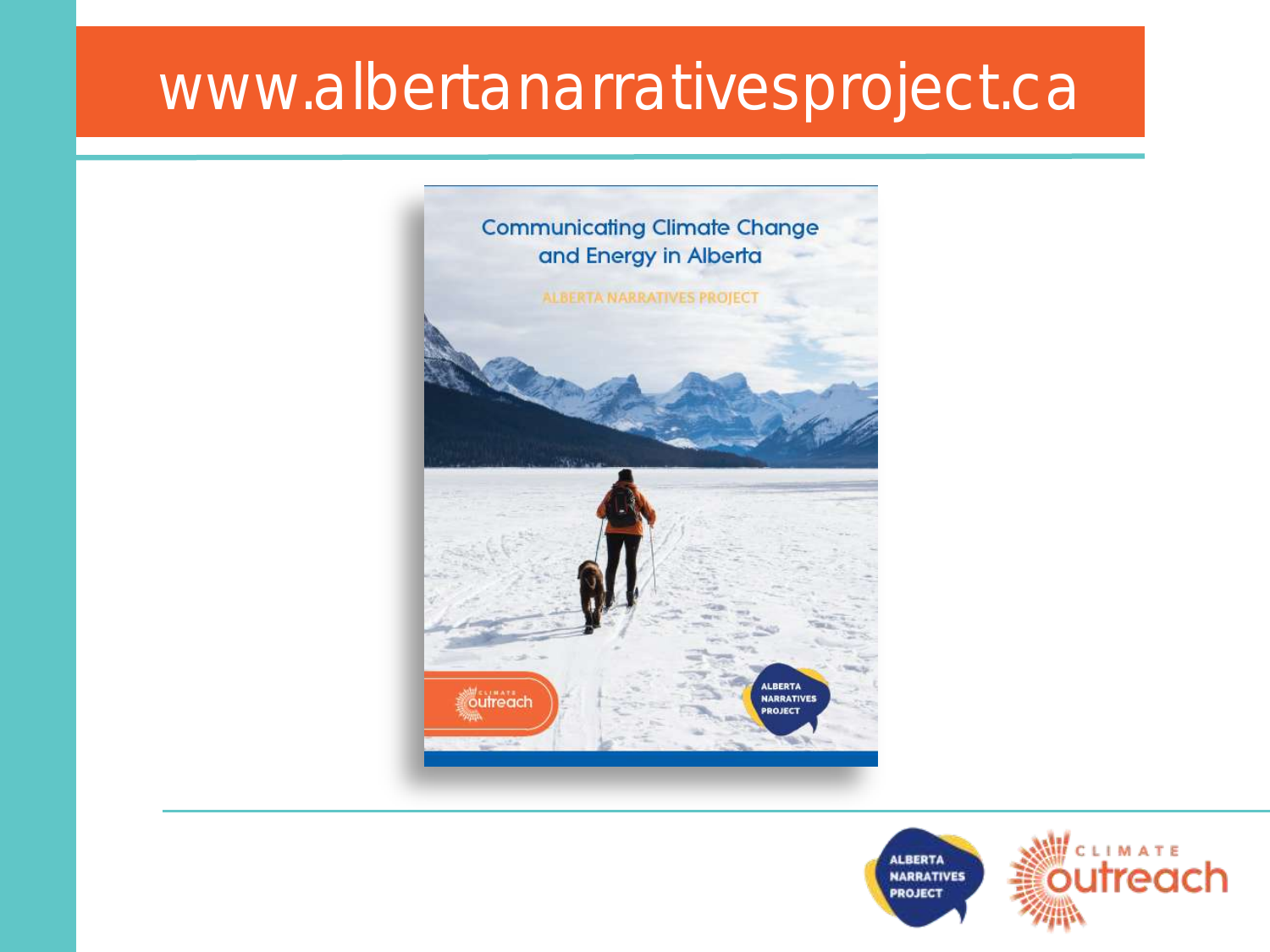# www.albertanarrativesproject.ca

Communicating Climate Change and Energy in Alberta

ALBERTA NARRATIVES PROJECT

CLIMATE outreach

ALBERTA NARRATIVES PROJECT

ALBERTA NARRATIVES PROJECT

CLIMATE outreach